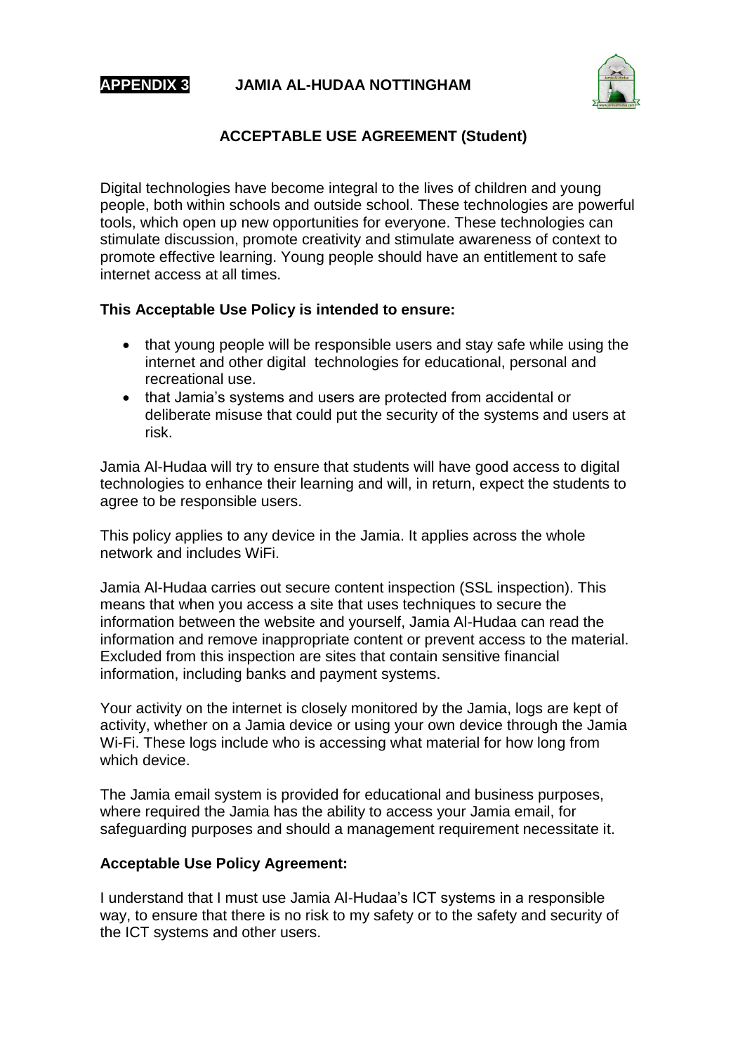**APPENDIX 3** **JAMIA AL-HUDAA NOTTINGHAM**

## ACCEPTABLE USE AGREEMENT (Student)

Digital technologies have become integral to the lives of children and young people, both within schools and outside school. These technologies are powerful tools, which open up new opportunities for everyone. These technologies can stimulate discussion, promote creativity and stimulate awareness of context to promote effective learning. Young people should have an entitlement to safe internet access at all times.

**This Acceptable Use Policy is intended to ensure:**

- that young people will be responsible users and stay safe while using the internet and other digital technologies for educational, personal and recreational use.
- that Jamia's systems and users are protected from accidental or deliberate misuse that could put the security of the systems and users at risk.

Jamia Al-Hudaa will try to ensure that students will have good access to digital technologies to enhance their learning and will, in return, expect the students to agree to be responsible users.

This policy applies to any device in the Jamia. It applies across the whole network and includes WiFi.

Jamia Al-Hudaa carries out secure content inspection (SSL inspection). This means that when you access a site that uses techniques to secure the information between the website and yourself, Jamia Al-Hudaa can read the information and remove inappropriate content or prevent access to the material. Excluded from this inspection are sites that contain sensitive financial information, including banks and payment systems.

Your activity on the internet is closely monitored by the Jamia, logs are kept of activity, whether on a Jamia device or using your own device through the Jamia Wi-Fi. These logs include who is accessing what material for how long from which device.

The Jamia email system is provided for educational and business purposes, where required the Jamia has the ability to access your Jamia email, for safeguarding purposes and should a management requirement necessitate it.

**Acceptable Use Policy Agreement:**

I understand that I must use Jamia Al-Hudaa's ICT systems in a responsible way, to ensure that there is no risk to my safety or to the safety and security of the ICT systems and other users.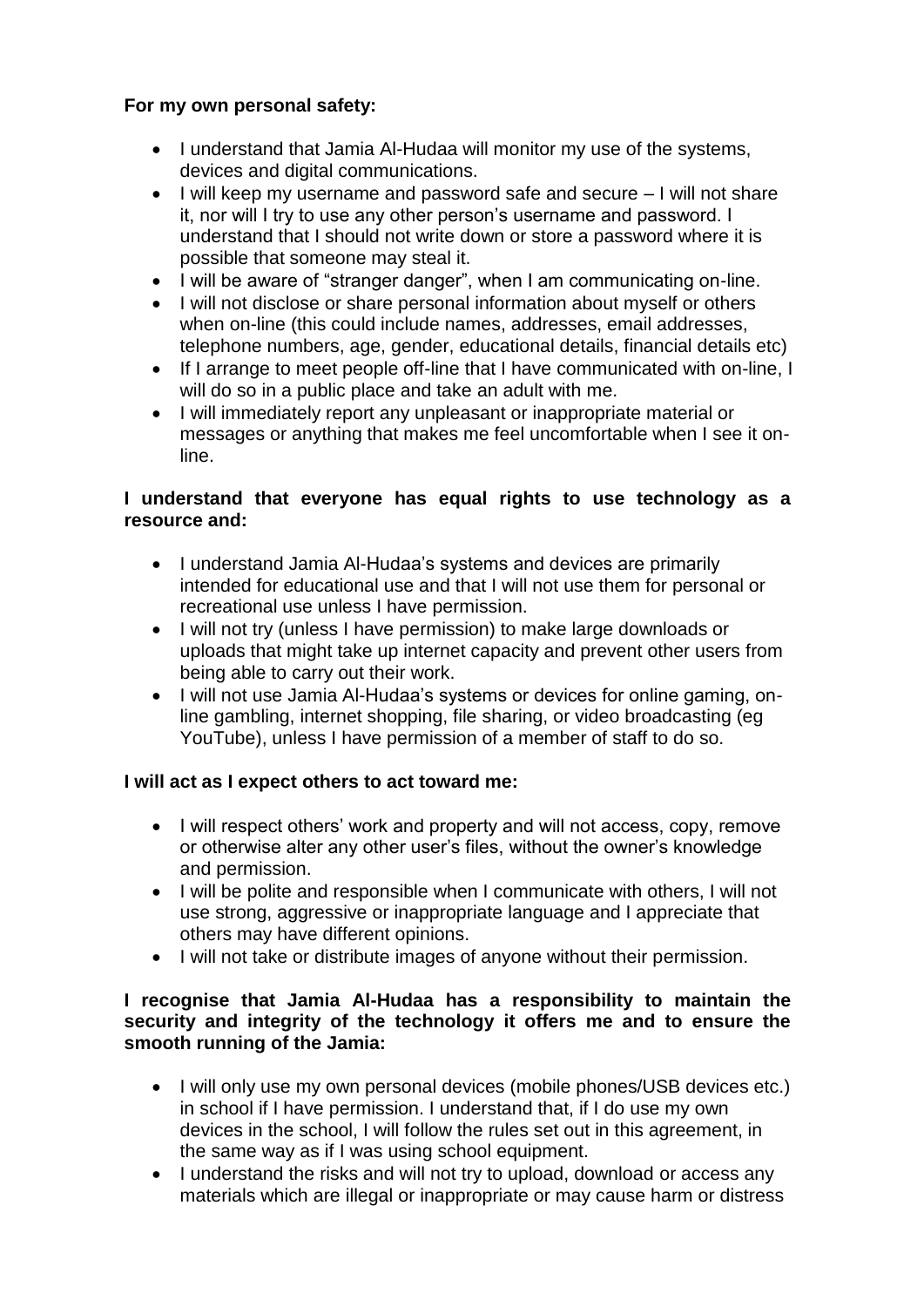**For my own personal safety:**

- I understand that Jamia Al-Hudaa will monitor my use of the systems, devices and digital communications.
- I will keep my username and password safe and secure – I will not share it, nor will I try to use any other person's username and password. I understand that I should not write down or store a password where it is possible that someone may steal it.
- I will be aware of "stranger danger", when I am communicating on-line.
- I will not disclose or share personal information about myself or others when on-line (this could include names, addresses, email addresses, telephone numbers, age, gender, educational details, financial details etc)
- If I arrange to meet people off-line that I have communicated with on-line, I will do so in a public place and take an adult with me.
- I will immediately report any unpleasant or inappropriate material or messages or anything that makes me feel uncomfortable when I see it on-line.

**I understand that everyone has equal rights to use technology as a resource and:**

- I understand Jamia Al-Hudaa's systems and devices are primarily intended for educational use and that I will not use them for personal or recreational use unless I have permission.
- I will not try (unless I have permission) to make large downloads or uploads that might take up internet capacity and prevent other users from being able to carry out their work.
- I will not use Jamia Al-Hudaa's systems or devices for online gaming, on-line gambling, internet shopping, file sharing, or video broadcasting (eg YouTube), unless I have permission of a member of staff to do so.

**I will act as I expect others to act toward me:**

- I will respect others' work and property and will not access, copy, remove or otherwise alter any other user's files, without the owner's knowledge and permission.
- I will be polite and responsible when I communicate with others, I will not use strong, aggressive or inappropriate language and I appreciate that others may have different opinions.
- I will not take or distribute images of anyone without their permission.

**I recognise that Jamia Al-Hudaa has a responsibility to maintain the security and integrity of the technology it offers me and to ensure the smooth running of the Jamia:**

- I will only use my own personal devices (mobile phones/USB devices etc.) in school if I have permission. I understand that, if I do use my own devices in the school, I will follow the rules set out in this agreement, in the same way as if I was using school equipment.
- I understand the risks and will not try to upload, download or access any materials which are illegal or inappropriate or may cause harm or distress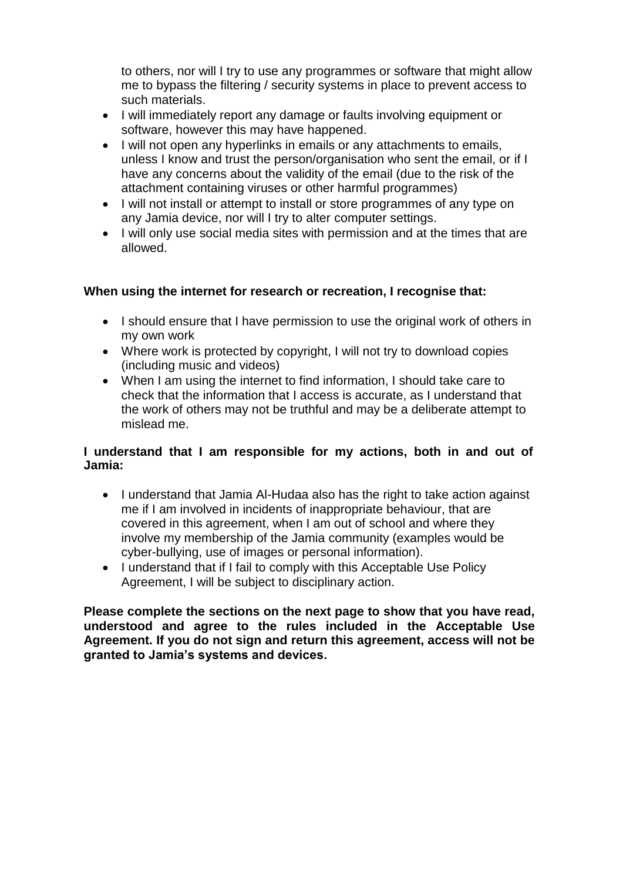to others, nor will I try to use any programmes or software that might allow me to bypass the filtering / security systems in place to prevent access to such materials.

- I will immediately report any damage or faults involving equipment or software, however this may have happened.
- I will not open any hyperlinks in emails or any attachments to emails, unless I know and trust the person/organisation who sent the email, or if I have any concerns about the validity of the email (due to the risk of the attachment containing viruses or other harmful programmes)
- I will not install or attempt to install or store programmes of any type on any Jamia device, nor will I try to alter computer settings.
- I will only use social media sites with permission and at the times that are allowed.

**When using the internet for research or recreation, I recognise that:**

- I should ensure that I have permission to use the original work of others in my own work
- Where work is protected by copyright, I will not try to download copies (including music and videos)
- When I am using the internet to find information, I should take care to check that the information that I access is accurate, as I understand that the work of others may not be truthful and may be a deliberate attempt to mislead me.

**I understand that I am responsible for my actions, both in and out of Jamia:**

- I understand that Jamia Al-Hudaa also has the right to take action against me if I am involved in incidents of inappropriate behaviour, that are covered in this agreement, when I am out of school and where they involve my membership of the Jamia community (examples would be cyber-bullying, use of images or personal information).
- I understand that if I fail to comply with this Acceptable Use Policy Agreement, I will be subject to disciplinary action.

**Please complete the sections on the next page to show that you have read, understood and agree to the rules included in the Acceptable Use Agreement. If you do not sign and return this agreement, access will not be granted to Jamia's systems and devices.**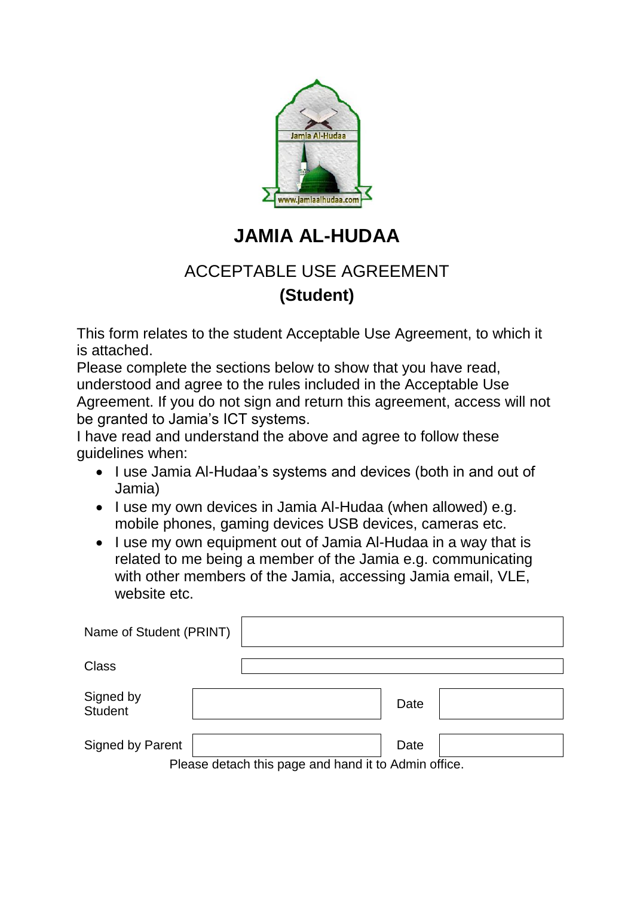# JAMIA AL-HUDAA

## ACCEPTABLE USE AGREEMENT
## (Student)

This form relates to the student Acceptable Use Agreement, to which it is attached.

Please complete the sections below to show that you have read, understood and agree to the rules included in the Acceptable Use Agreement. If you do not sign and return this agreement, access will not be granted to Jamia's ICT systems.

I have read and understand the above and agree to follow these guidelines when:

- I use Jamia Al-Hudaa's systems and devices (both in and out of Jamia)
- I use my own devices in Jamia Al-Hudaa (when allowed) e.g. mobile phones, gaming devices USB devices, cameras etc.
- I use my own equipment out of Jamia Al-Hudaa in a way that is related to me being a member of the Jamia e.g. communicating with other members of the Jamia, accessing Jamia email, VLE, website etc.

| | | | |
|---|---|---|---|
| Name of Student (PRINT) | | | |
| Class | | | |
| Signed by Student | | Date | |
| Signed by Parent | | Date | |

Please detach this page and hand it to Admin office.